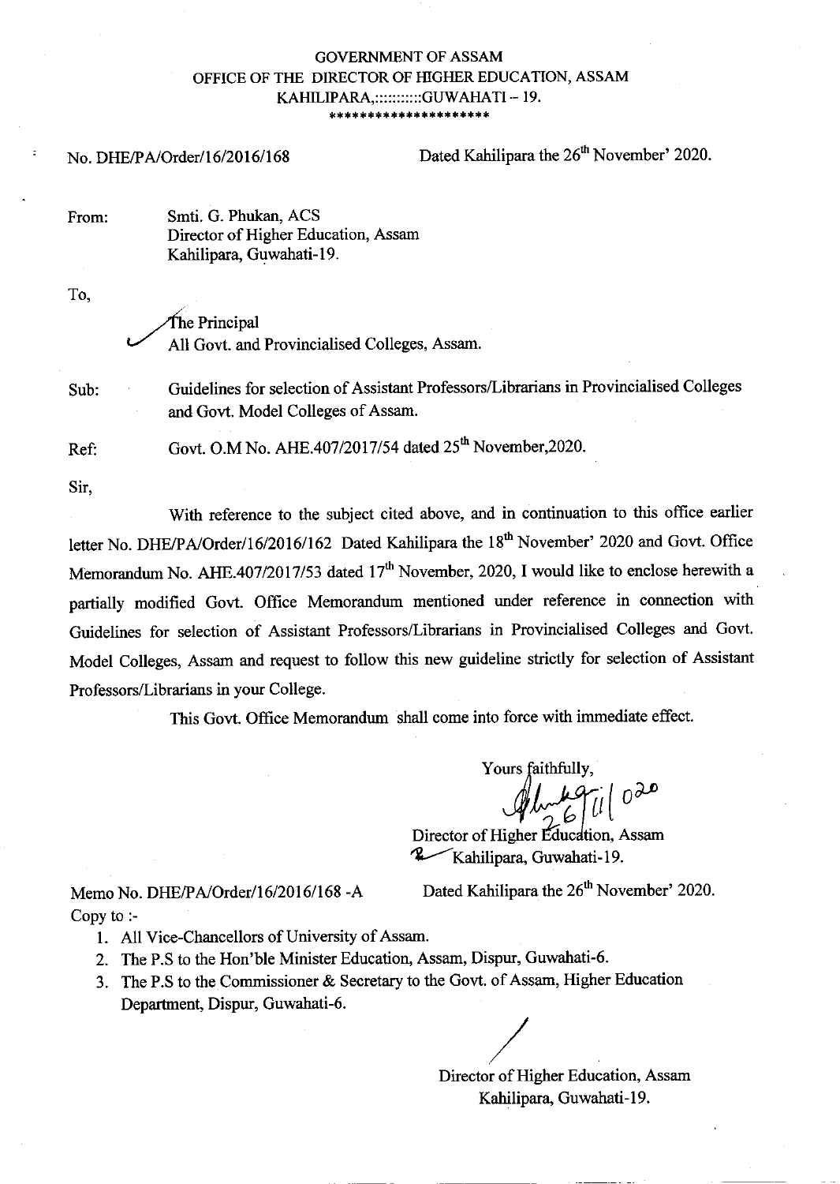GOVERNMENT OF ASSAM
OFFICE OF THE DIRECTOR OF HIGHER EDUCATION, ASSAM
KAHILIPARA,::::::::::GUWAHATI – 19.
*********************

No. DHE/PA/Order/16/2016/168 Dated Kahilipara the 26th November' 2020.

From: Smti. G. Phukan, ACS
Director of Higher Education, Assam
Kahilipara, Guwahati-19.

To,

The Principal
All Govt. and Provincialised Colleges, Assam.

Sub: Guidelines for selection of Assistant Professors/Librarians in Provincialised Colleges and Govt. Model Colleges of Assam.

Ref: Govt. O.M No. AHE.407/2017/54 dated 25th November,2020.

Sir,

With reference to the subject cited above, and in continuation to this office earlier letter No. DHE/PA/Order/16/2016/162 Dated Kahilipara the 18th November' 2020 and Govt. Office Memorandum No. AHE.407/2017/53 dated 17th November, 2020, I would like to enclose herewith a partially modified Govt. Office Memorandum mentioned under reference in connection with Guidelines for selection of Assistant Professors/Librarians in Provincialised Colleges and Govt. Model Colleges, Assam and request to follow this new guideline strictly for selection of Assistant Professors/Librarians in your College.

This Govt. Office Memorandum shall come into force with immediate effect.

Yours faithfully,

26/11/2020

Director of Higher Education, Assam
Kahilipara, Guwahati-19.

Memo No. DHE/PA/Order/16/2016/168 -A Dated Kahilipara the 26th November' 2020.

Copy to :-

1. All Vice-Chancellors of University of Assam.
2. The P.S to the Hon'ble Minister Education, Assam, Dispur, Guwahati-6.
3. The P.S to the Commissioner & Secretary to the Govt. of Assam, Higher Education Department, Dispur, Guwahati-6.

Director of Higher Education, Assam
Kahilipara, Guwahati-19.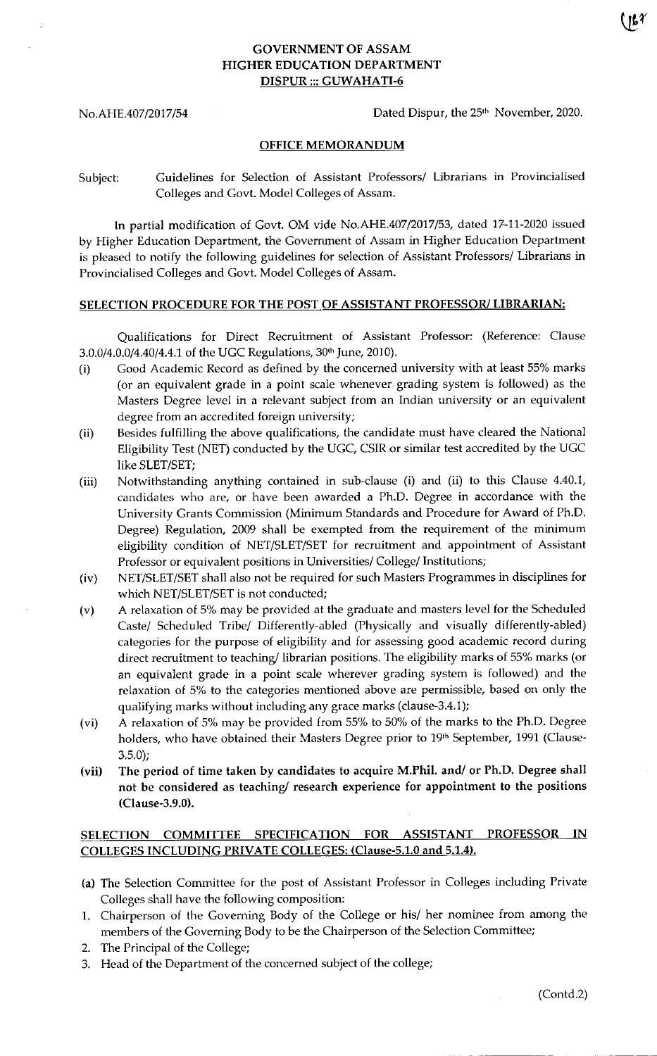**GOVERNMENT OF ASSAM**
**HIGHER EDUCATION DEPARTMENT**
**DISPUR ::: GUWAHATI-6**

No.AHE.407/2017/54 Dated Dispur, the 25th November, 2020.

**OFFICE MEMORANDUM**

Subject: Guidelines for Selection of Assistant Professors/ Librarians in Provincialised Colleges and Govt. Model Colleges of Assam.

In partial modification of Govt. OM vide No.AHE.407/2017/53, dated 17-11-2020 issued by Higher Education Department, the Government of Assam in Higher Education Department is pleased to notify the following guidelines for selection of Assistant Professors/ Librarians in Provincialised Colleges and Govt. Model Colleges of Assam.

**SELECTION PROCEDURE FOR THE POST OF ASSISTANT PROFESSOR/ LIBRARIAN:**

Qualifications for Direct Recruitment of Assistant Professor: (Reference: Clause 3.0.0/4.0.0/4.40/4.4.1 of the UGC Regulations, 30th June, 2010).

(i) Good Academic Record as defined by the concerned university with at least 55% marks (or an equivalent grade in a point scale whenever grading system is followed) as the Masters Degree level in a relevant subject from an Indian university or an equivalent degree from an accredited foreign university;

(ii) Besides fulfilling the above qualifications, the candidate must have cleared the National Eligibility Test (NET) conducted by the UGC, CSIR or similar test accredited by the UGC like SLET/SET;

(iii) Notwithstanding anything contained in sub-clause (i) and (ii) to this Clause 4.40.1, candidates who are, or have been awarded a Ph.D. Degree in accordance with the University Grants Commission (Minimum Standards and Procedure for Award of Ph.D. Degree) Regulation, 2009 shall be exempted from the requirement of the minimum eligibility condition of NET/SLET/SET for recruitment and appointment of Assistant Professor or equivalent positions in Universities/ College/ Institutions;

(iv) NET/SLET/SET shall also not be required for such Masters Programmes in disciplines for which NET/SLET/SET is not conducted;

(v) A relaxation of 5% may be provided at the graduate and masters level for the Scheduled Caste/ Scheduled Tribe/ Differently-abled (Physically and visually differently-abled) categories for the purpose of eligibility and for assessing good academic record during direct recruitment to teaching/ librarian positions. The eligibility marks of 55% marks (or an equivalent grade in a point scale wherever grading system is followed) and the relaxation of 5% to the categories mentioned above are permissible, based on only the qualifying marks without including any grace marks (clause-3.4.1);

(vi) A relaxation of 5% may be provided from 55% to 50% of the marks to the Ph.D. Degree holders, who have obtained their Masters Degree prior to 19th September, 1991 (Clause-3.5.0);

**(vii) The period of time taken by candidates to acquire M.Phil. and/ or Ph.D. Degree shall not be considered as teaching/ research experience for appointment to the positions (Clause-3.9.0).**

**SELECTION COMMITTEE SPECIFICATION FOR ASSISTANT PROFESSOR IN COLLEGES INCLUDING PRIVATE COLLEGES: (Clause-5.1.0 and 5.1.4).**

**(a)** The Selection Committee for the post of Assistant Professor in Colleges including Private Colleges shall have the following composition:

1. Chairperson of the Governing Body of the College or his/ her nominee from among the members of the Governing Body to be the Chairperson of the Selection Committee;
2. The Principal of the College;
3. Head of the Department of the concerned subject of the college;

(Contd.2)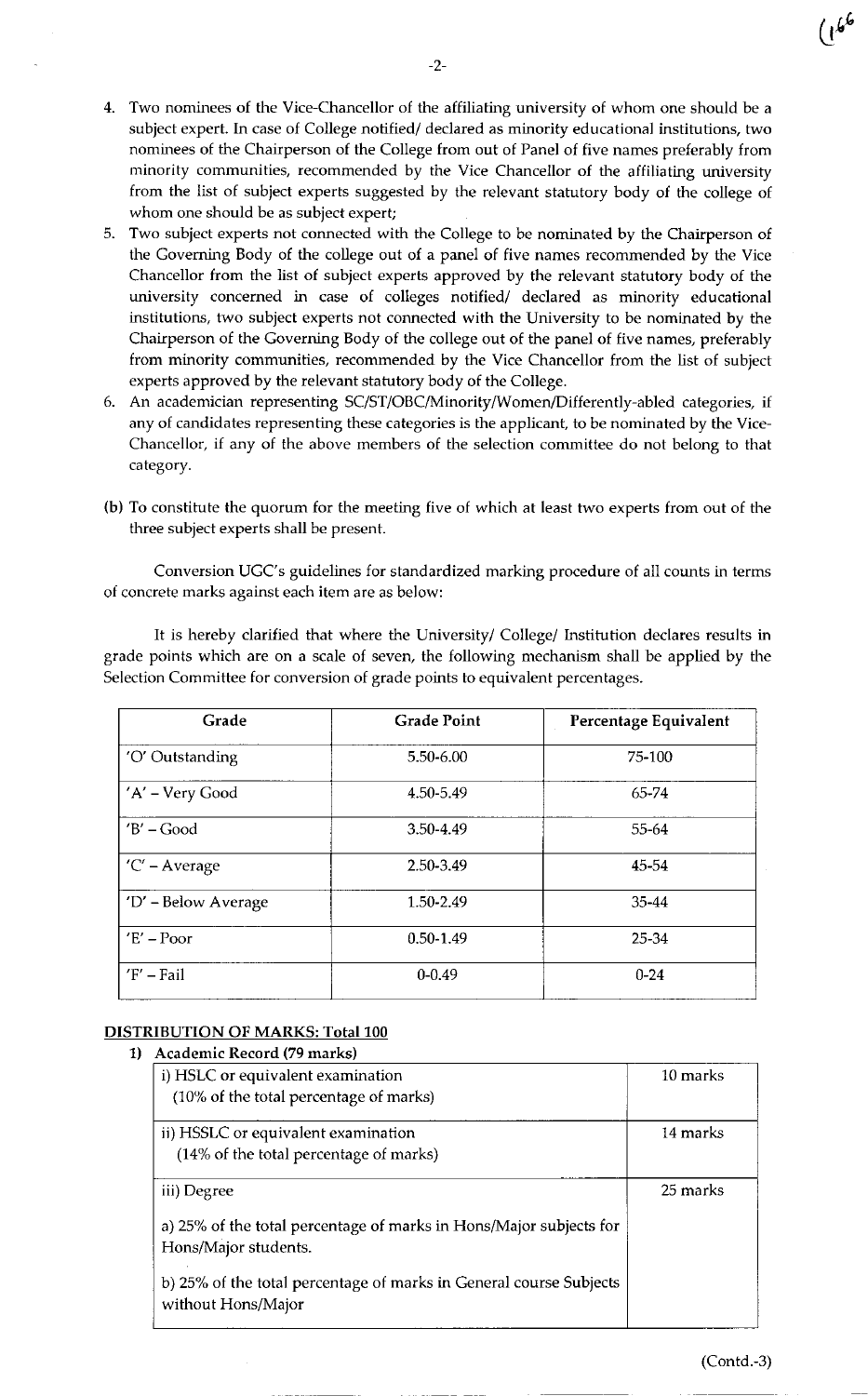4. Two nominees of the Vice-Chancellor of the affiliating university of whom one should be a subject expert. In case of College notified/ declared as minority educational institutions, two nominees of the Chairperson of the College from out of Panel of five names preferably from minority communities, recommended by the Vice Chancellor of the affiliating university from the list of subject experts suggested by the relevant statutory body of the college of whom one should be as subject expert;
5. Two subject experts not connected with the College to be nominated by the Chairperson of the Governing Body of the college out of a panel of five names recommended by the Vice Chancellor from the list of subject experts approved by the relevant statutory body of the university concerned in case of colleges notified/ declared as minority educational institutions, two subject experts not connected with the University to be nominated by the Chairperson of the Governing Body of the college out of the panel of five names, preferably from minority communities, recommended by the Vice Chancellor from the list of subject experts approved by the relevant statutory body of the College.
6. An academician representing SC/ST/OBC/Minority/Women/Differently-abled categories, if any of candidates representing these categories is the applicant, to be nominated by the Vice-Chancellor, if any of the above members of the selection committee do not belong to that category.

(b) To constitute the quorum for the meeting five of which at least two experts from out of the three subject experts shall be present.

Conversion UGC's guidelines for standardized marking procedure of all counts in terms of concrete marks against each item are as below:

It is hereby clarified that where the University/ College/ Institution declares results in grade points which are on a scale of seven, the following mechanism shall be applied by the Selection Committee for conversion of grade points to equivalent percentages.

| Grade | Grade Point | Percentage Equivalent |
|---|---|---|
| 'O' Outstanding | 5.50-6.00 | 75-100 |
| 'A' – Very Good | 4.50-5.49 | 65-74 |
| 'B' – Good | 3.50-4.49 | 55-64 |
| 'C' – Average | 2.50-3.49 | 45-54 |
| 'D' – Below Average | 1.50-2.49 | 35-44 |
| 'E' – Poor | 0.50-1.49 | 25-34 |
| 'F' – Fail | 0-0.49 | 0-24 |

**DISTRIBUTION OF MARKS: Total 100**

1) **Academic Record (79 marks)**

| | |
|---|---|
| i) HSLC or equivalent examination (10% of the total percentage of marks) | 10 marks |
| ii) HSSLC or equivalent examination (14% of the total percentage of marks) | 14 marks |
| iii) Degree<br>a) 25% of the total percentage of marks in Hons/Major subjects for Hons/Major students.<br>b) 25% of the total percentage of marks in General course Subjects without Hons/Major | 25 marks |

(Contd.-3)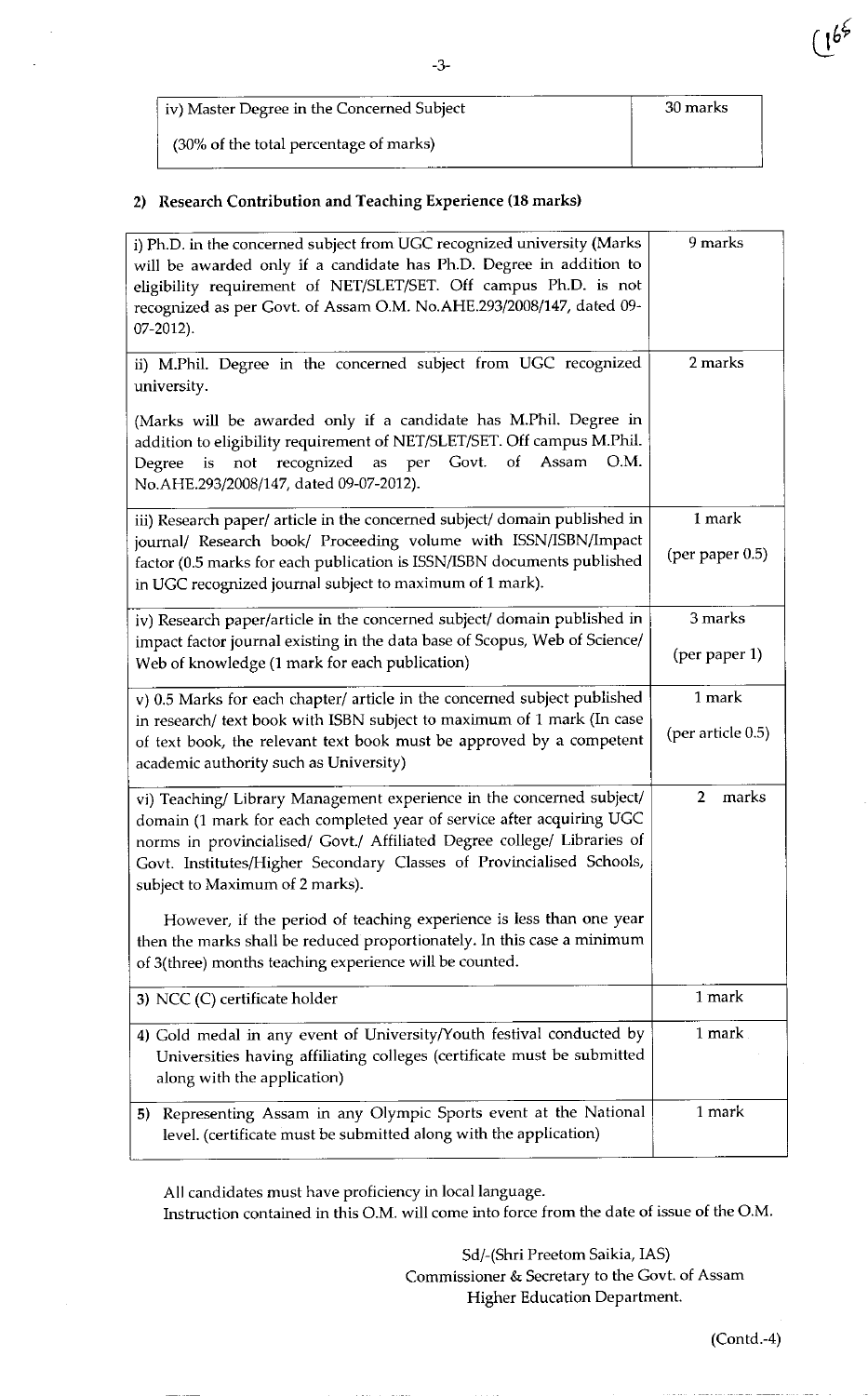| iv) Master Degree in the Concerned Subject (30% of the total percentage of marks) | 30 marks |
|---|---|

## 2) Research Contribution and Teaching Experience (18 marks)

| | |
|---|---|
| i) Ph.D. in the concerned subject from UGC recognized university (Marks will be awarded only if a candidate has Ph.D. Degree in addition to eligibility requirement of NET/SLET/SET. Off campus Ph.D. is not recognized as per Govt. of Assam O.M. No.AHE.293/2008/147, dated 09-07-2012). | 9 marks |
| ii) M.Phil. Degree in the concerned subject from UGC recognized university. (Marks will be awarded only if a candidate has M.Phil. Degree in addition to eligibility requirement of NET/SLET/SET. Off campus M.Phil. Degree is not recognized as per Govt. of Assam O.M. No.AHE.293/2008/147, dated 09-07-2012). | 2 marks |
| iii) Research paper/ article in the concerned subject/ domain published in journal/ Research book/ Proceeding volume with ISSN/ISBN/Impact factor (0.5 marks for each publication is ISSN/ISBN documents published in UGC recognized journal subject to maximum of 1 mark). | 1 mark (per paper 0.5) |
| iv) Research paper/article in the concerned subject/ domain published in impact factor journal existing in the data base of Scopus, Web of Science/ Web of knowledge (1 mark for each publication) | 3 marks (per paper 1) |
| v) 0.5 Marks for each chapter/ article in the concerned subject published in research/ text book with ISBN subject to maximum of 1 mark (In case of text book, the relevant text book must be approved by a competent academic authority such as University) | 1 mark (per article 0.5) |
| vi) Teaching/ Library Management experience in the concerned subject/ domain (1 mark for each completed year of service after acquiring UGC norms in provincialised/ Govt./ Affiliated Degree college/ Libraries of Govt. Institutes/Higher Secondary Classes of Provincialised Schools, subject to Maximum of 2 marks). However, if the period of teaching experience is less than one year then the marks shall be reduced proportionately. In this case a minimum of 3(three) months teaching experience will be counted. | 2 marks |
| 3) NCC (C) certificate holder | 1 mark |
| 4) Gold medal in any event of University/Youth festival conducted by Universities having affiliating colleges (certificate must be submitted along with the application) | 1 mark |
| 5) Representing Assam in any Olympic Sports event at the National level. (certificate must be submitted along with the application) | 1 mark |

All candidates must have proficiency in local language.

Instruction contained in this O.M. will come into force from the date of issue of the O.M.

Sd/-(Shri Preetom Saikia, IAS)
Commissioner & Secretary to the Govt. of Assam
Higher Education Department.

(Contd.-4)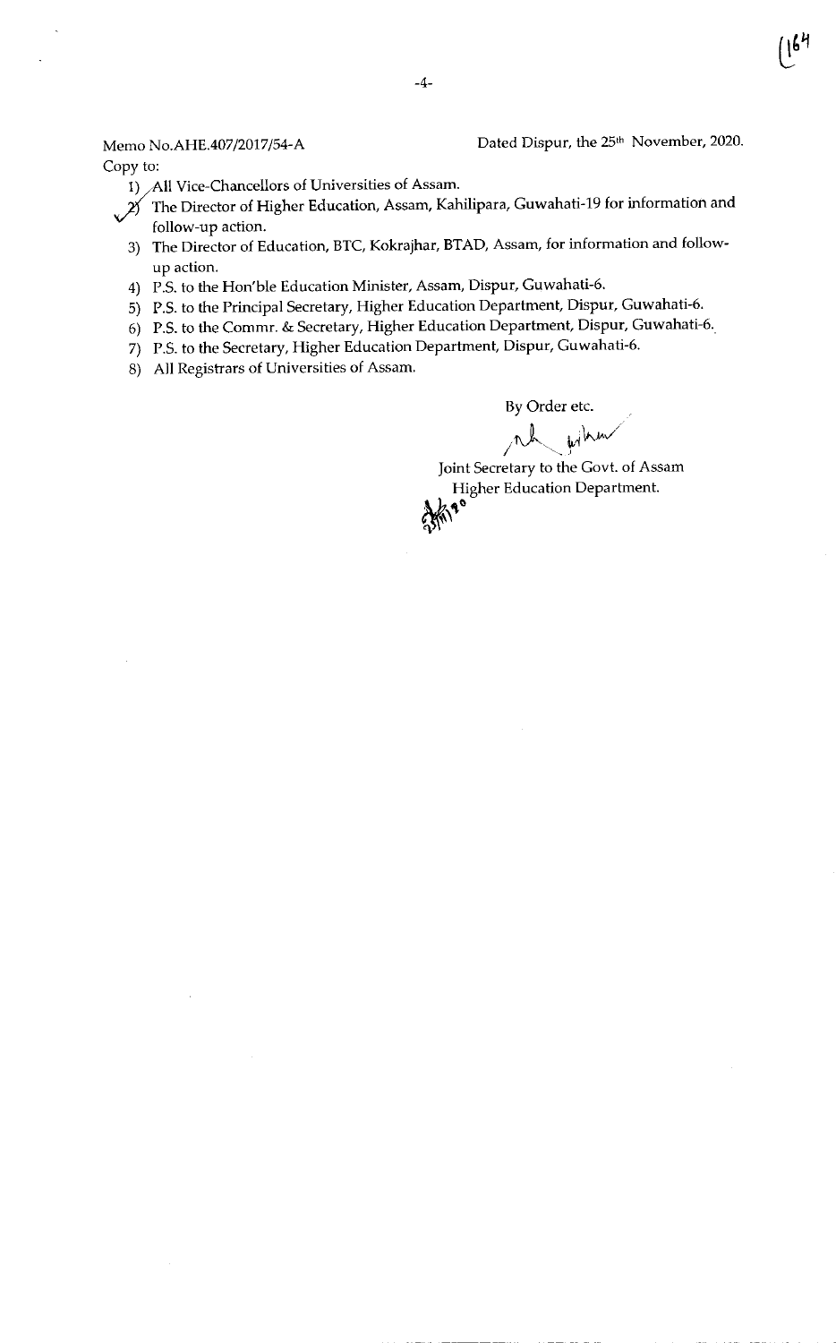Memo No.AHE.407/2017/54-A

Dated Dispur, the 25th November, 2020.

Copy to:

1) All Vice-Chancellors of Universities of Assam.
2) The Director of Higher Education, Assam, Kahilipara, Guwahati-19 for information and follow-up action.
3) The Director of Education, BTC, Kokrajhar, BTAD, Assam, for information and follow-up action.
4) P.S. to the Hon'ble Education Minister, Assam, Dispur, Guwahati-6.
5) P.S. to the Principal Secretary, Higher Education Department, Dispur, Guwahati-6.
6) P.S. to the Commr. & Secretary, Higher Education Department, Dispur, Guwahati-6.
7) P.S. to the Secretary, Higher Education Department, Dispur, Guwahati-6.
8) All Registrars of Universities of Assam.

By Order etc.

Joint Secretary to the Govt. of Assam
Higher Education Department.